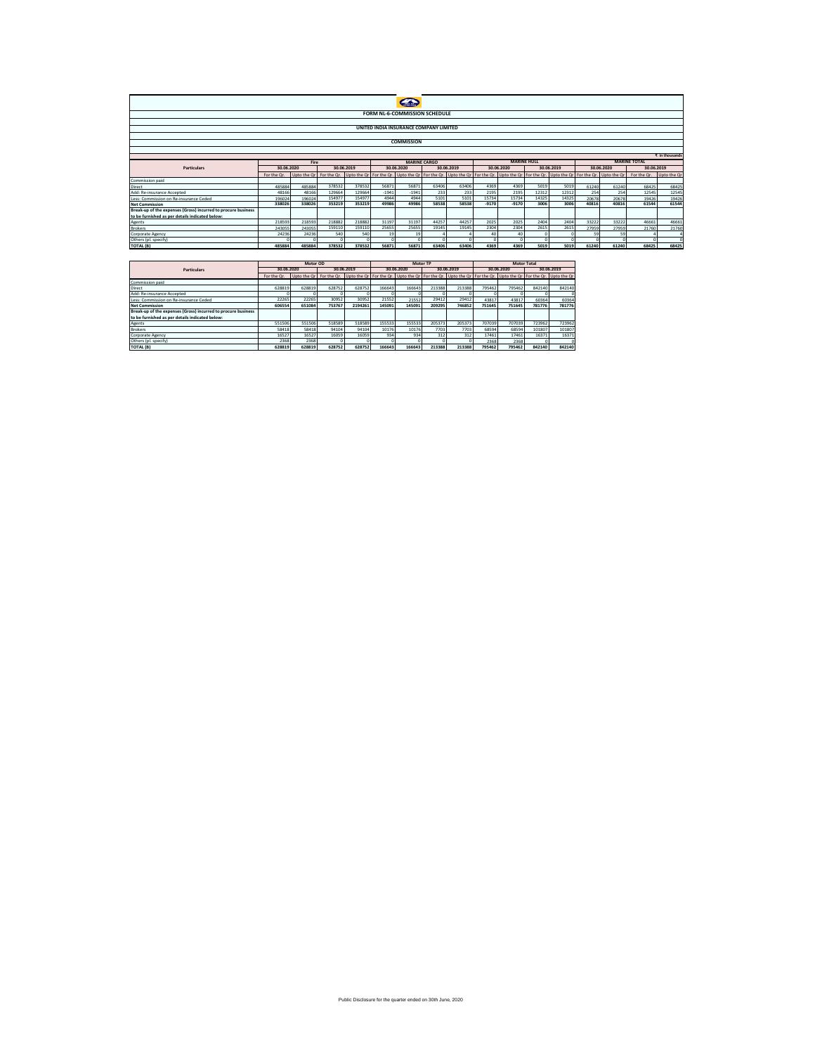# FORM NL-6-COMMISSION SCHEDULE

## UNITED INDIA INSURANCE COMPANY LIMITED

### COMMISSION

₹ In thousands

| Particulars | Fire | | | | MARINE CARGO | | | | MARINE HULL | | | | MARINE TOTAL | | | |
|---|---|---|---|---|---|---|---|---|---|---|---|---|---|---|---|---|
| | 30.06.2020 | | 30.06.2019 | | 30.06.2020 | | 30.06.2019 | | 30.06.2020 | | 30.06.2019 | | 30.06.2020 | | 30.06.2019 | |
| | For the Qr. | Upto the Qr | For the Qr. | Upto the Qr | For the Qr. | Upto the Qr | For the Qr. | Upto the Qr | For the Qr. | Upto the Qr | For the Qr. | Upto the Qr | For the Qr. | Upto the Qr | For the Qr. | Upto the Qr |
| Commission paid | | | | | | | | | | | | | | | | |
| Direct | 485884 | 485884 | 378532 | 378532 | 56871 | 56871 | 63406 | 63406 | 4369 | 4369 | 5019 | 5019 | 61240 | 61240 | 68425 | 68425 |
| Add: Re-insurance Accepted | 48166 | 48166 | 129664 | 129664 | -1941 | -1941 | 233 | 233 | 2195 | 2195 | 12312 | 12312 | 254 | 254 | 12545 | 12545 |
| Less: Commission on Re-insurance Ceded | 196024 | 196024 | 154977 | 154977 | 4944 | 4944 | 5101 | 5101 | 15734 | 15734 | 14325 | 14325 | 20678 | 20678 | 19426 | 19426 |
| **Net Commission** | **338026** | **338026** | **353219** | **353219** | **49986** | **49986** | **58538** | **58538** | **-9170** | **-9170** | **3006** | **3006** | **40816** | **40816** | **61544** | **61544** |
| **Break-up of the expenses (Gross) incurred to procure business to be furnished as per details indicated below:** | | | | | | | | | | | | | | | | |
| Agents | 218593 | 218593 | 218882 | 218882 | 31197 | 31197 | 44257 | 44257 | 2025 | 2025 | 2404 | 2404 | 33222 | 33222 | 46661 | 46661 |
| Brokers | 243055 | 243055 | 159110 | 159110 | 25655 | 25655 | 19145 | 19145 | 2304 | 2304 | 2615 | 2615 | 27959 | 27959 | 21760 | 21760 |
| Corporate Agency | 24236 | 24236 | 540 | 540 | 19 | 19 | 4 | 4 | 40 | 40 | 0 | 0 | 59 | 59 | 4 | 4 |
| Others (pl. specify) | 0 | 0 | 0 | 0 | 0 | 0 | 0 | 0 | 0 | 0 | 0 | 0 | 0 | 0 | 0 | 0 |
| **TOTAL (B)** | **485884** | **485884** | **378532** | **378532** | **56871** | **56871** | **63406** | **63406** | **4369** | **4369** | **5019** | **5019** | **61240** | **61240** | **68425** | **68425** |

| Particulars | Motor OD | | | | Motor TP | | | | Motor Total | | | |
|---|---|---|---|---|---|---|---|---|---|---|---|---|
| | 30.06.2020 | | 30.06.2019 | | 30.06.2020 | | 30.06.2019 | | 30.06.2020 | | 30.06.2019 | |
| | For the Qr. | Upto the Qr | For the Qr. | Upto the Qr | For the Qr. | Upto the Qr | For the Qr. | Upto the Qr | For the Qr. | Upto the Qr | For the Qr. | Upto the Qr |
| Commission paid | | | | | | | | | | | | |
| Direct | 628819 | 628819 | 628752 | 628752 | 166643 | 166643 | 213388 | 213388 | 795462 | 795462 | 842140 | 842140 |
| Add: Re-insurance Accepted | 0 | 0 | 0 | 0 | 0 | 0 | 0 | 0 | 0 | 0 | 0 | 0 |
| Less: Commission on Re-insurance Ceded | 22265 | 22265 | 30952 | 30952 | 21552 | 21552 | 29412 | 29412 | 43817 | 43817 | 60364 | 60364 |
| **Net Commission** | **606554** | **651084** | **753767** | **2194261** | **145091** | **145091** | **209295** | **746852** | **751645** | **751645** | **781776** | **781776** |
| **Break-up of the expenses (Gross) incurred to procure business to be furnished as per details indicated below:** | | | | | | | | | | | | |
| Agents | 551506 | 551506 | 518589 | 518589 | 155533 | 155533 | 205373 | 205373 | 707039 | 707039 | 723962 | 723962 |
| Brokers | 58418 | 58418 | 94104 | 94104 | 10176 | 10176 | 7703 | 7703 | 68594 | 68594 | 101807 | 101807 |
| Corporate Agency | 16527 | 16527 | 16059 | 16059 | 934 | 934 | 312 | 312 | 17461 | 17461 | 16371 | 16371 |
| Others (pl. specify) | 2368 | 2368 | 0 | 0 | 0 | 0 | 0 | 0 | 2368 | 2368 | 0 | 0 |
| **TOTAL (B)** | **628819** | **628819** | **628752** | **628752** | **166643** | **166643** | **213388** | **213388** | **795462** | **795462** | **842140** | **842140** |

Public Disclosure for the quarter ended on 30th June, 2020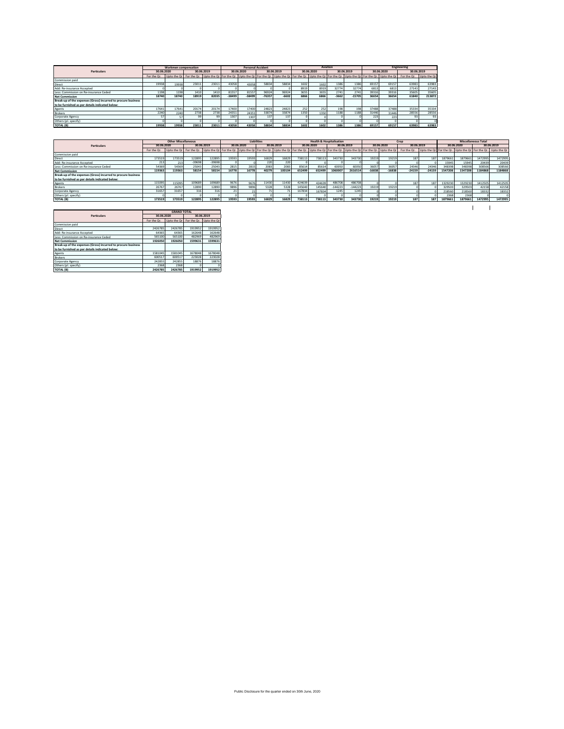| Particulars | Workmen compensation | | | | Personal Accident | | | | Aviation | | | | Engineering | | | |
|---|---|---|---|---|---|---|---|---|---|---|---|---|---|---|---|---|
| | 30.06.2020 | | 30.06.2019 | | 30.06.2020 | | 30.06.2019 | | 30.06.2020 | | 30.06.2019 | | 30.06.2020 | | 30.06.2019 | |
| | For the Qr. | Upto the Qr | For the Qr. | Upto the Qr | For the Qr. | Upto the Qr | For the Qr. | Upto the Qr | For the Qr. | Upto the Qr | For the Qr. | Upto the Qr | For the Qr. | Upto the Qr | For the Qr. | Upto the Qr |
| Commission paid | | | | | | | | | | | | | | | | |
| Direct | 19938 | 19938 | 23011 | 23011 | 43058 | 43058 | 58834 | 58834 | 1602 | 1602 | 1386 | 1386 | 69157 | 69157 | 63983 | 63983 |
| Add: Re-insurance Accepted | 0 | 0 | 0 | 0 | 0 | 0 | 0 | 0 | 8919 | 8919 | 32774 | 32774 | 6813 | 6813 | 27143 | 27143 |
| Less: Commission on Re-insurance Ceded | 1198 | 1198 | 1410 | 1410 | 81557 | 81557 | 96924 | 96924 | 3655 | 3655 | 2741 | 2741 | 39316 | 39316 | 35605 | 35605 |
| **Net Commission** | **18740** | **18740** | **18919** | **82035** | **-38499** | **-38499** | **-76357** | **-6602** | **6866** | **6866** | **-3662** | **-15705** | **36654** | **36654** | **61840** | **213872** |
| **Break-up of the expenses (Gross) incurred to procure business to be furnished as per details indicated below:** | | | | | | | | | | | | | | | | |
| Agents | 17641 | 17641 | 20174 | 20174 | 17400 | 17400 | 24823 | 24823 | 252 | 252 | 198 | 198 | 37488 | 37488 | 35334 | 35334 |
| Brokers | 2240 | 2240 | 2738 | 2738 | 24351 | 24351 | 33874 | 33874 | 1350 | 1350 | 1188 | 1188 | 31446 | 31446 | 28556 | 28556 |
| Corporate Agency | 57 | 57 | 99 | 99 | 1307 | 1307 | 137 | 137 | 0 | 0 | 0 | 0 | 223 | 223 | 93 | 93 |
| Others (pl. specify) | 0 | 0 | 0 | 0 | 0 | 0 | 0 | 0 | 0 | 0 | 0 | 0 | 0 | 0 | 0 | 0 |
| **TOTAL (B)** | **19938** | **19938** | **23011** | **23011** | **43058** | **43058** | **58834** | **58834** | **1602** | **1602** | **1386** | **1386** | **69157** | **69157** | **63983** | **63983** |

| Particulars | Other Miscellaneous | | | | Liabilities | | | | Health & Hospitalisation | | | | Crop | | | | Miscellaneous Total | | | |
|---|---|---|---|---|---|---|---|---|---|---|---|---|---|---|---|---|---|---|---|---|
| | 30.06.2020 | | 30.06.2019 | | 30.06.2020 | | 30.06.2019 | | 30.06.2020 | | 30.06.2019 | | 30.06.2020 | | 30.06.2019 | | 30.06.2020 | | 30.06.2019 | |
| | For the Qr. | Upto the Qr | For the Qr. | Upto the Qr | For the Qr. | Upto the Qr | For the Qr. | Upto the Qr | For the Qr. | Upto the Qr | For the Qr. | Upto the Qr | For the Qr. | Upto the Qr | For the Qr. | Upto the Qr | For the Qr. | Upto the Qr | For the Qr. | Upto the Qr |
| Commission paid | | | | | | | | | | | | | | | | | | | | |
| Direct | 173519 | 173519 | 122895 | 122895 | 19593 | 19593 | 16829 | 16829 | 738113 | 738113 | 343730 | 343730 | 19219 | 19219 | 187 | 187 | 1879661 | 1879661 | 1472995 | 1472995 |
| Add: Re-insurance Accepted | 213 | 213 | -39698 | -39698 | 0 | 0 | 220 | 220 | 0 | 0 | 0 | 0 | 0 | 0 | 0 | 0 | 15945 | 15945 | 20439 | 20439 |
| Less: Commission on Re-insurance Ceded | 54369 | 54369 | 25043 | 25043 | 2815 | 2815 | 2083 | 2083 | 85614 | 85614 | 60050 | 60050 | 36057 | 36057 | 24346 | 24346 | 348398 | 348398 | 308566 | 308566 |
| **Net Commission** | **119363** | **119363** | **58154** | **58154** | **16778** | **16778** | **40279** | **100104** | **652499** | **652499** | **1060007** | **2616514** | **-16838** | **-16838** | **-24159** | **-24159** | **1547208** | **1547208** | **1184868** | **1184868** |
| **Break-up of the expenses (Gross) incurred to procure business to be furnished as per details indicated below:** | | | | | | | | | | | | | | | | | | | | |
| Agents | 115095 | 115095 | 109689 | 109689 | 9676 | 9676 | 11430 | 11430 | 424639 | 424639 | 486708 | 486708 | 0 | 0 | 187 | 187 | 1329230 | 1329230 | 1412505 | 1412505 |
| Brokers | 26767 | 26767 | 12890 | 12890 | 9896 | 9896 | 5328 | 5328 | 145640 | 145640 | -144223 | -144223 | 19219 | 19219 | 0 | 0 | 329503 | 329503 | 42158 | 42158 |
| Corporate Agency | 31657 | 31657 | 316 | 316 | 21 | 21 | 71 | 71 | 167834 | 167834 | 1245 | 1245 | 0 | 0 | 0 | 0 | 218560 | 218560 | 18332 | 18332 |
| Others (pl. specify) | 0 | 0 | 0 | 0 | 0 | 0 | 0 | 0 | 0 | 0 | 0 | 0 | 0 | 0 | 0 | 0 | 2368 | 2368 | 0 | 0 |
| **TOTAL (B)** | **173519** | **173519** | **122895** | **122895** | **19593** | **19593** | **16829** | **16829** | **738113** | **738113** | **343730** | **343730** | **19219** | **19219** | **187** | **187** | **1879661** | **1879661** | **1472995** | **1472995** |

| Particulars | GRAND TOTAL | | | |
|---|---|---|---|---|
| | 30.06.2020 | | 30.06.2019 | |
| | For the Qr. | Upto the Qr | For the Qr. | Upto the Qr |
| Commission paid | | | | |
| Direct | 2426785 | 2426785 | 1919952 | 1919952 |
| Add: Re-insurance Accepted | 64365 | 64365 | 162648 | 162648 |
| Less: Commission on Re-insurance Ceded | 565100 | 565100 | 482969 | 482969 |
| **Net Commission** | **1926050** | **1926050** | **1599631** | **1599631** |
| **Break-up of the expenses (Gross) incurred to procure business to be furnished as per details indicated below:** | | | | |
| Agents | 1581045 | 1581045 | 1678048 | 1678048 |
| Brokers | 600517 | 600517 | 223028 | 223028 |
| Corporate Agency | 242855 | 242855 | 18876 | 18876 |
| Others (pl. specify) | 2368 | 2368 | 0 | 0 |
| **TOTAL (B)** | **2426785** | **2426785** | **1919952** | **1919952** |

Public Disclosure for the quarter ended on 30th June, 2020